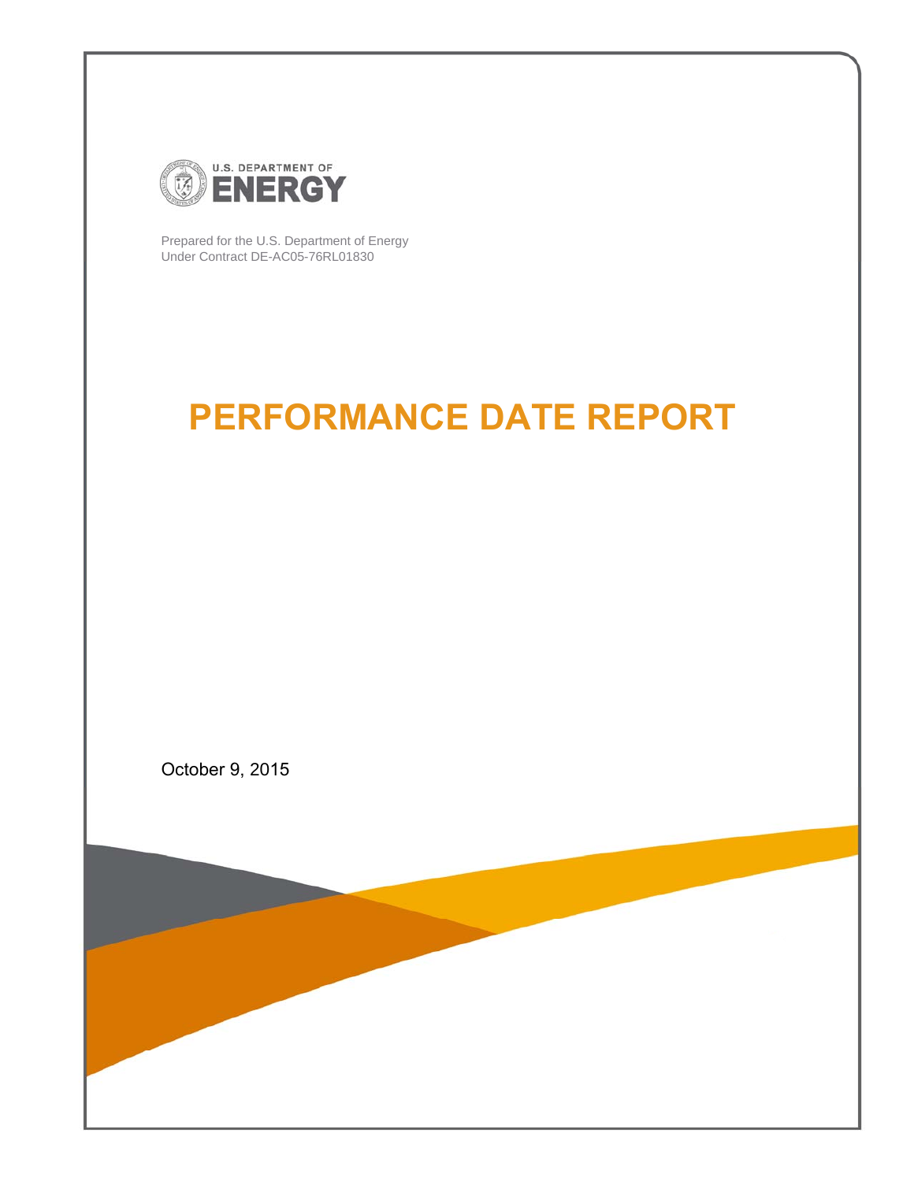U.S. DEPARTMENT OF ENERGY

Prepared for the U.S. Department of Energy
Under Contract DE-AC05-76RL01830

# PERFORMANCE DATE REPORT

October 9, 2015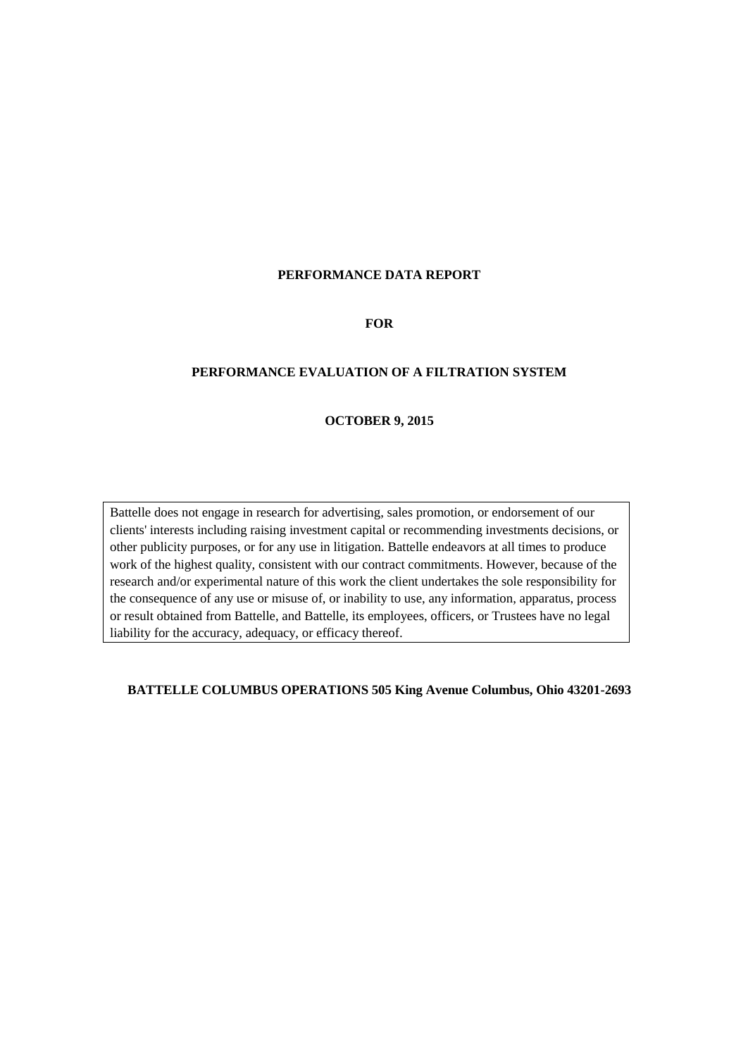**PERFORMANCE DATA REPORT**

**FOR**

**PERFORMANCE EVALUATION OF A FILTRATION SYSTEM**

**OCTOBER 9, 2015**

Battelle does not engage in research for advertising, sales promotion, or endorsement of our clients' interests including raising investment capital or recommending investments decisions, or other publicity purposes, or for any use in litigation. Battelle endeavors at all times to produce work of the highest quality, consistent with our contract commitments. However, because of the research and/or experimental nature of this work the client undertakes the sole responsibility for the consequence of any use or misuse of, or inability to use, any information, apparatus, process or result obtained from Battelle, and Battelle, its employees, officers, or Trustees have no legal liability for the accuracy, adequacy, or efficacy thereof.

**BATTELLE COLUMBUS OPERATIONS 505 King Avenue Columbus, Ohio 43201-2693**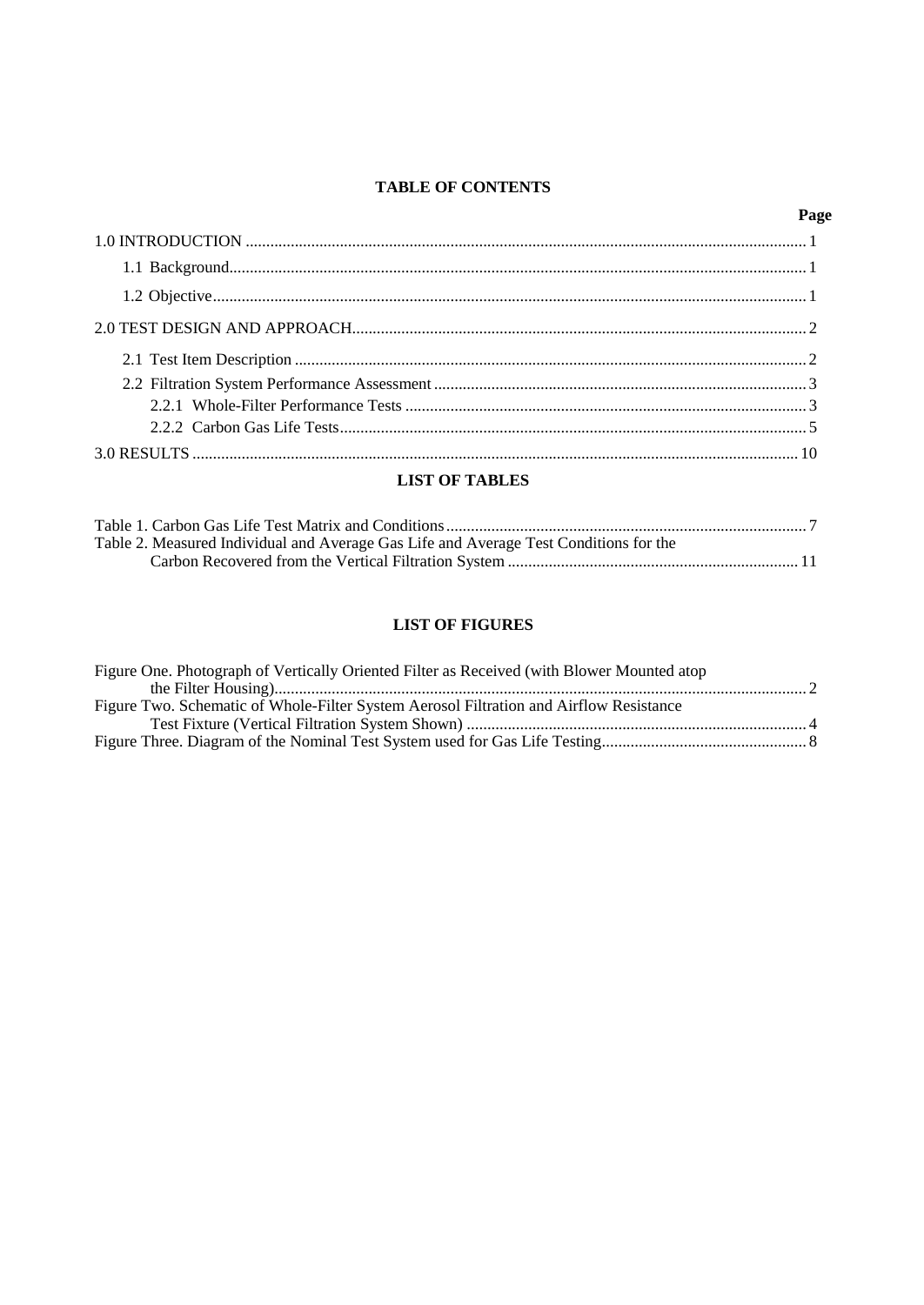**TABLE OF CONTENTS**

| | Page |
|---|---|
| 1.0 INTRODUCTION | 1 |
| 1.1 Background | 1 |
| 1.2 Objective | 1 |
| 2.0 TEST DESIGN AND APPROACH | 2 |
| 2.1 Test Item Description | 2 |
| 2.2 Filtration System Performance Assessment | 3 |
| 2.2.1 Whole-Filter Performance Tests | 3 |
| 2.2.2 Carbon Gas Life Tests | 5 |
| 3.0 RESULTS | 10 |

**LIST OF TABLES**

| | |
|---|---|
| Table 1. Carbon Gas Life Test Matrix and Conditions | 7 |
| Table 2. Measured Individual and Average Gas Life and Average Test Conditions for the Carbon Recovered from the Vertical Filtration System | 11 |

**LIST OF FIGURES**

| | |
|---|---|
| Figure One. Photograph of Vertically Oriented Filter as Received (with Blower Mounted atop the Filter Housing) | 2 |
| Figure Two. Schematic of Whole-Filter System Aerosol Filtration and Airflow Resistance Test Fixture (Vertical Filtration System Shown) | 4 |
| Figure Three. Diagram of the Nominal Test System used for Gas Life Testing | 8 |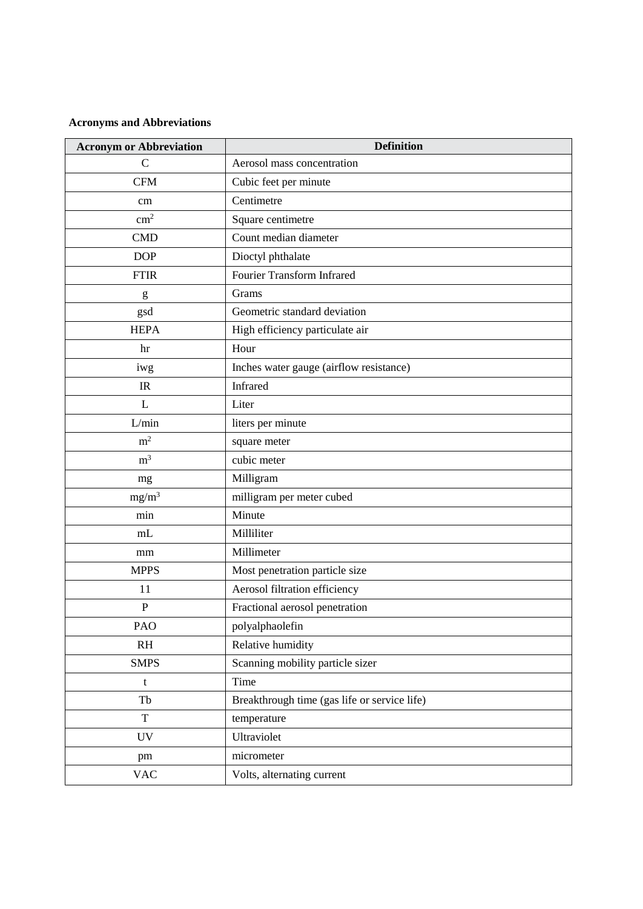**Acronyms and Abbreviations**

| Acronym or Abbreviation | Definition |
| --- | --- |
| C | Aerosol mass concentration |
| CFM | Cubic feet per minute |
| cm | Centimetre |
| $cm^2$ | Square centimetre |
| CMD | Count median diameter |
| DOP | Dioctyl phthalate |
| FTIR | Fourier Transform Infrared |
| g | Grams |
| gsd | Geometric standard deviation |
| HEPA | High efficiency particulate air |
| hr | Hour |
| iwg | Inches water gauge (airflow resistance) |
| IR | Infrared |
| L | Liter |
| L/min | liters per minute |
| $m^2$ | square meter |
| $m^3$ | cubic meter |
| mg | Milligram |
| $mg/m^3$ | milligram per meter cubed |
| min | Minute |
| mL | Milliliter |
| mm | Millimeter |
| MPPS | Most penetration particle size |
| 11 | Aerosol filtration efficiency |
| P | Fractional aerosol penetration |
| PAO | polyalphaolefin |
| RH | Relative humidity |
| SMPS | Scanning mobility particle sizer |
| t | Time |
| Tb | Breakthrough time (gas life or service life) |
| T | temperature |
| UV | Ultraviolet |
| pm | micrometer |
| VAC | Volts, alternating current |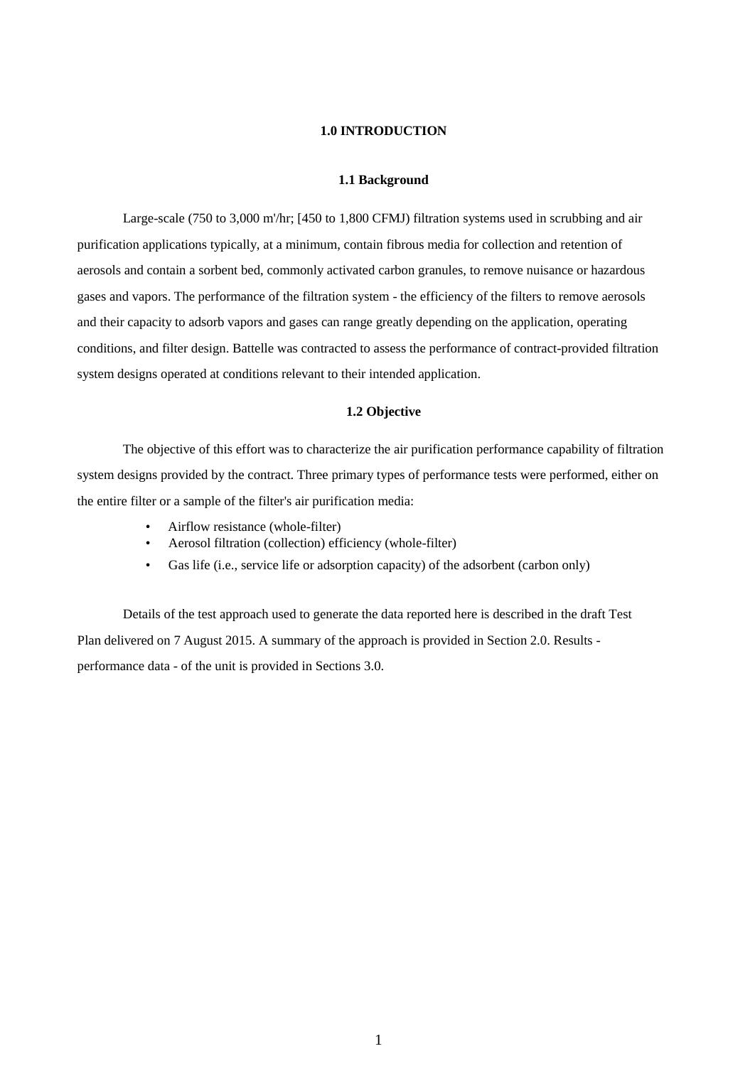# 1.0 INTRODUCTION

## 1.1 Background

Large-scale (750 to 3,000 m'/hr; [450 to 1,800 CFMJ) filtration systems used in scrubbing and air purification applications typically, at a minimum, contain fibrous media for collection and retention of aerosols and contain a sorbent bed, commonly activated carbon granules, to remove nuisance or hazardous gases and vapors. The performance of the filtration system - the efficiency of the filters to remove aerosols and their capacity to adsorb vapors and gases can range greatly depending on the application, operating conditions, and filter design. Battelle was contracted to assess the performance of contract-provided filtration system designs operated at conditions relevant to their intended application.

## 1.2 Objective

The objective of this effort was to characterize the air purification performance capability of filtration system designs provided by the contract. Three primary types of performance tests were performed, either on the entire filter or a sample of the filter's air purification media:

- Airflow resistance (whole-filter)
- Aerosol filtration (collection) efficiency (whole-filter)
- Gas life (i.e., service life or adsorption capacity) of the adsorbent (carbon only)

Details of the test approach used to generate the data reported here is described in the draft Test Plan delivered on 7 August 2015. A summary of the approach is provided in Section 2.0. Results - performance data - of the unit is provided in Sections 3.0.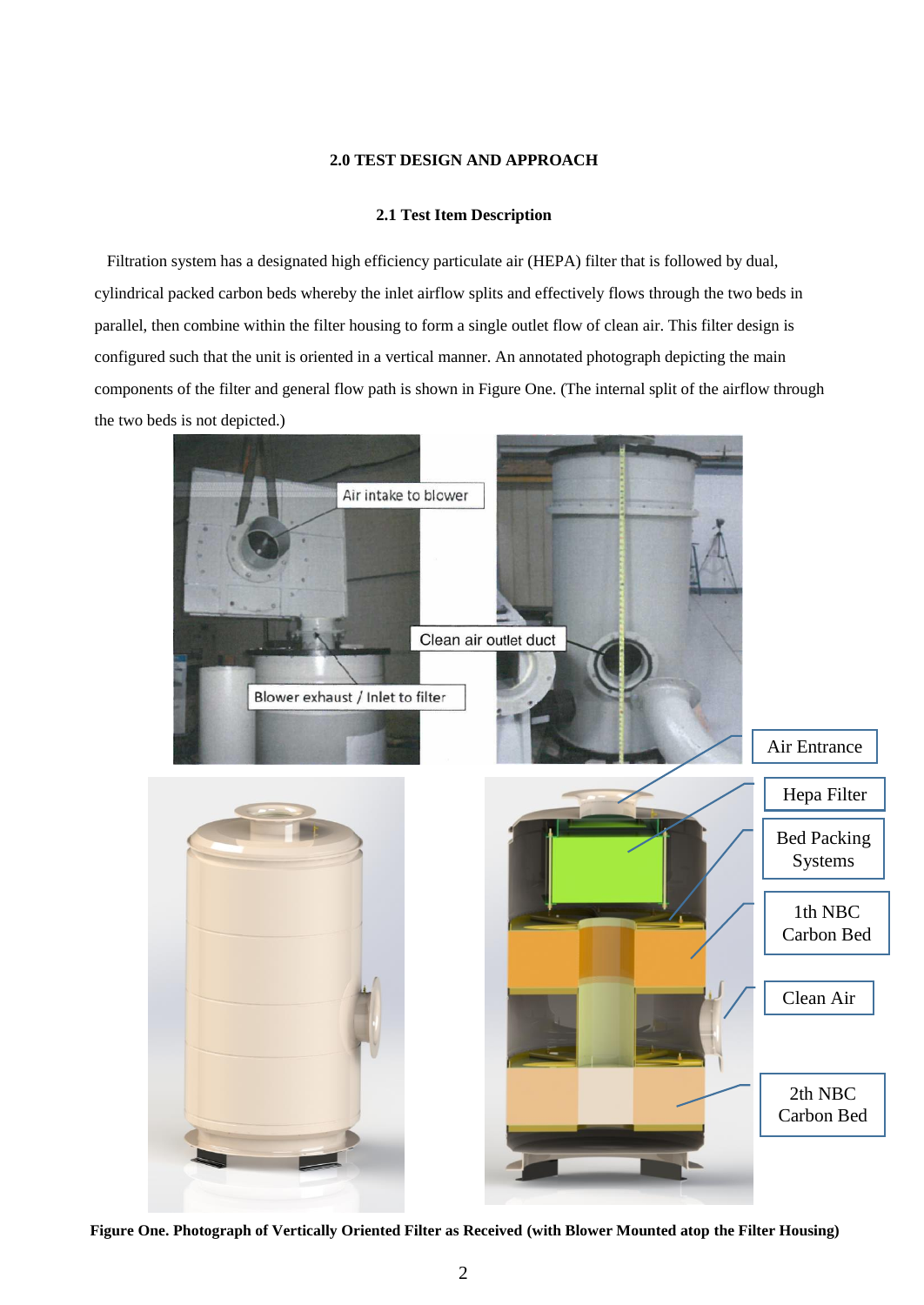### 2.0 TEST DESIGN AND APPROACH

#### 2.1 Test Item Description

Filtration system has a designated high efficiency particulate air (HEPA) filter that is followed by dual, cylindrical packed carbon beds whereby the inlet airflow splits and effectively flows through the two beds in parallel, then combine within the filter housing to form a single outlet flow of clean air. This filter design is configured such that the unit is oriented in a vertical manner. An annotated photograph depicting the main components of the filter and general flow path is shown in Figure One. (The internal split of the airflow through the two beds is not depicted.)

**Figure One. Photograph of Vertically Oriented Filter as Received (with Blower Mounted atop the Filter Housing)**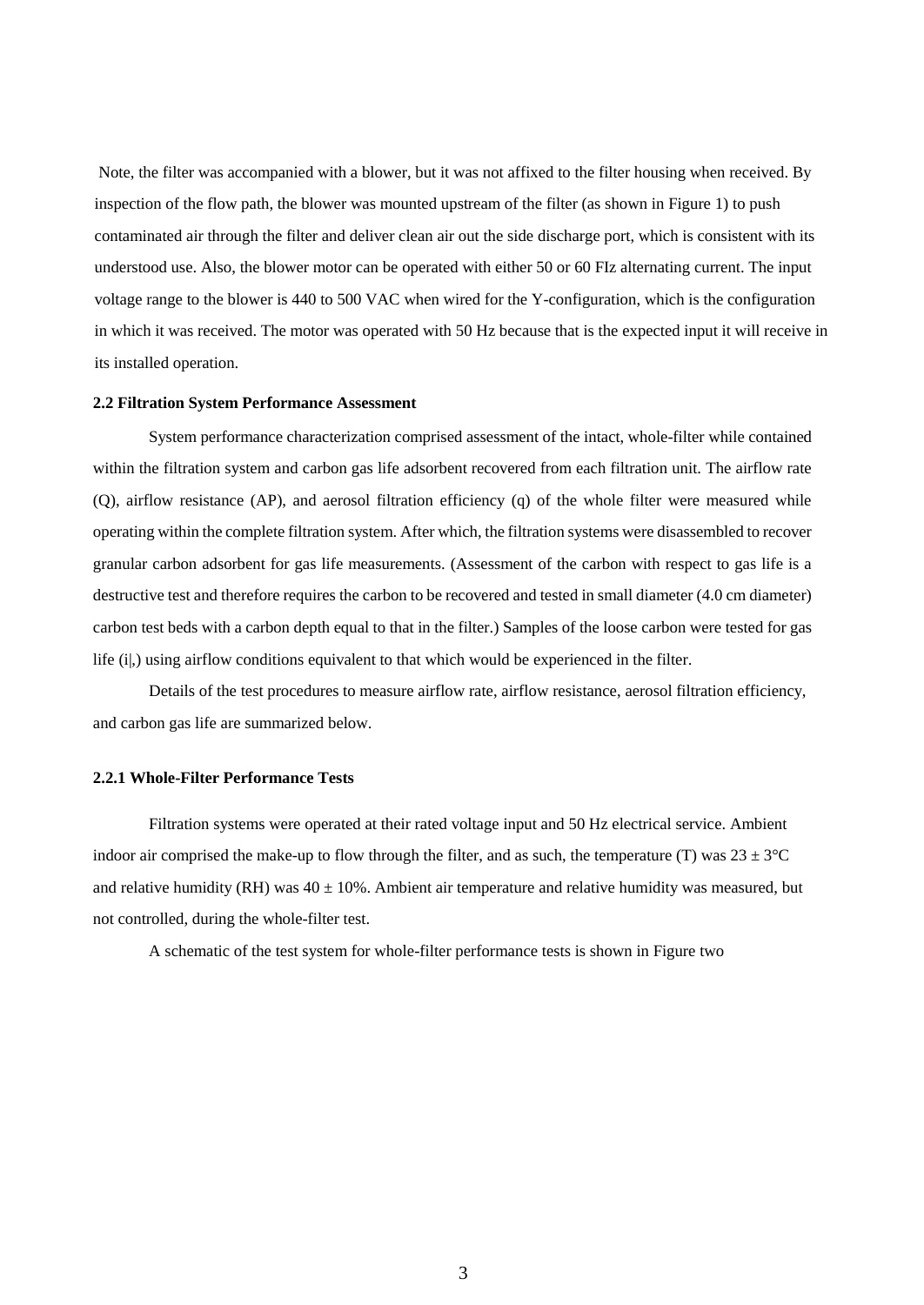Note, the filter was accompanied with a blower, but it was not affixed to the filter housing when received. By inspection of the flow path, the blower was mounted upstream of the filter (as shown in Figure 1) to push contaminated air through the filter and deliver clean air out the side discharge port, which is consistent with its understood use. Also, the blower motor can be operated with either 50 or 60 FIz alternating current. The input voltage range to the blower is 440 to 500 VAC when wired for the Y-configuration, which is the configuration in which it was received. The motor was operated with 50 Hz because that is the expected input it will receive in its installed operation.

### 2.2 Filtration System Performance Assessment

System performance characterization comprised assessment of the intact, whole-filter while contained within the filtration system and carbon gas life adsorbent recovered from each filtration unit. The airflow rate (Q), airflow resistance (AP), and aerosol filtration efficiency (q) of the whole filter were measured while operating within the complete filtration system. After which, the filtration systems were disassembled to recover granular carbon adsorbent for gas life measurements. (Assessment of the carbon with respect to gas life is a destructive test and therefore requires the carbon to be recovered and tested in small diameter (4.0 cm diameter) carbon test beds with a carbon depth equal to that in the filter.) Samples of the loose carbon were tested for gas life (i|,) using airflow conditions equivalent to that which would be experienced in the filter.

Details of the test procedures to measure airflow rate, airflow resistance, aerosol filtration efficiency, and carbon gas life are summarized below.

#### 2.2.1 Whole-Filter Performance Tests

Filtration systems were operated at their rated voltage input and 50 Hz electrical service. Ambient indoor air comprised the make-up to flow through the filter, and as such, the temperature (T) was $23 \pm 3$°C and relative humidity (RH) was $40 \pm 10$%. Ambient air temperature and relative humidity was measured, but not controlled, during the whole-filter test.

A schematic of the test system for whole-filter performance tests is shown in Figure two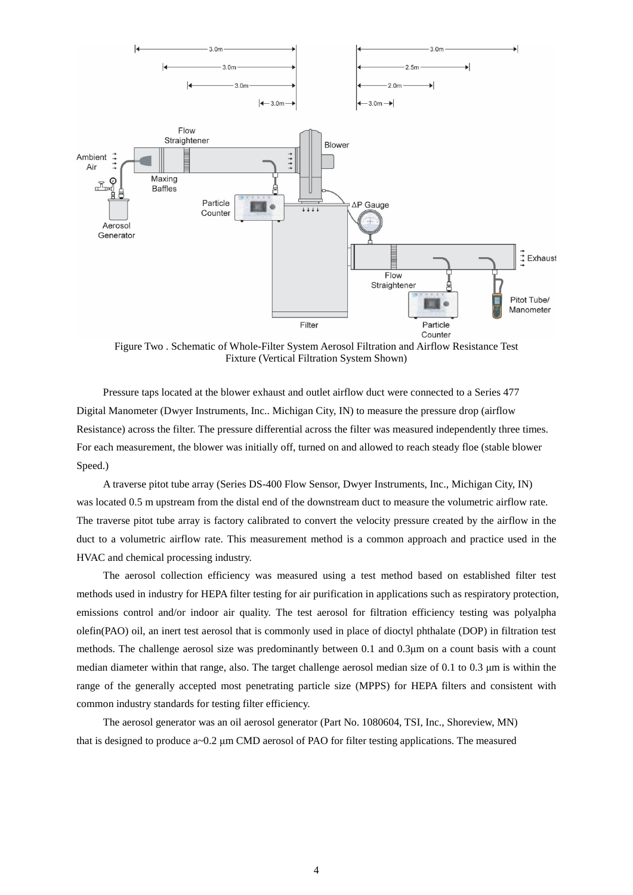Figure Two . Schematic of Whole-Filter System Aerosol Filtration and Airflow Resistance Test Fixture (Vertical Filtration System Shown)

Pressure taps located at the blower exhaust and outlet airflow duct were connected to a Series 477 Digital Manometer (Dwyer Instruments, Inc.. Michigan City, IN) to measure the pressure drop (airflow Resistance) across the filter. The pressure differential across the filter was measured independently three times. For each measurement, the blower was initially off, turned on and allowed to reach steady floe (stable blower Speed.)

A traverse pitot tube array (Series DS-400 Flow Sensor, Dwyer Instruments, Inc., Michigan City, IN) was located 0.5 m upstream from the distal end of the downstream duct to measure the volumetric airflow rate. The traverse pitot tube array is factory calibrated to convert the velocity pressure created by the airflow in the duct to a volumetric airflow rate. This measurement method is a common approach and practice used in the HVAC and chemical processing industry.

The aerosol collection efficiency was measured using a test method based on established filter test methods used in industry for HEPA filter testing for air purification in applications such as respiratory protection, emissions control and/or indoor air quality. The test aerosol for filtration efficiency testing was polyalpha olefin(PAO) oil, an inert test aerosol that is commonly used in place of dioctyl phthalate (DOP) in filtration test methods. The challenge aerosol size was predominantly between 0.1 and 0.3μm on a count basis with a count median diameter within that range, also. The target challenge aerosol median size of 0.1 to 0.3 μm is within the range of the generally accepted most penetrating particle size (MPPS) for HEPA filters and consistent with common industry standards for testing filter efficiency.

The aerosol generator was an oil aerosol generator (Part No. 1080604, TSI, Inc., Shoreview, MN) that is designed to produce a~0.2 μm CMD aerosol of PAO for filter testing applications. The measured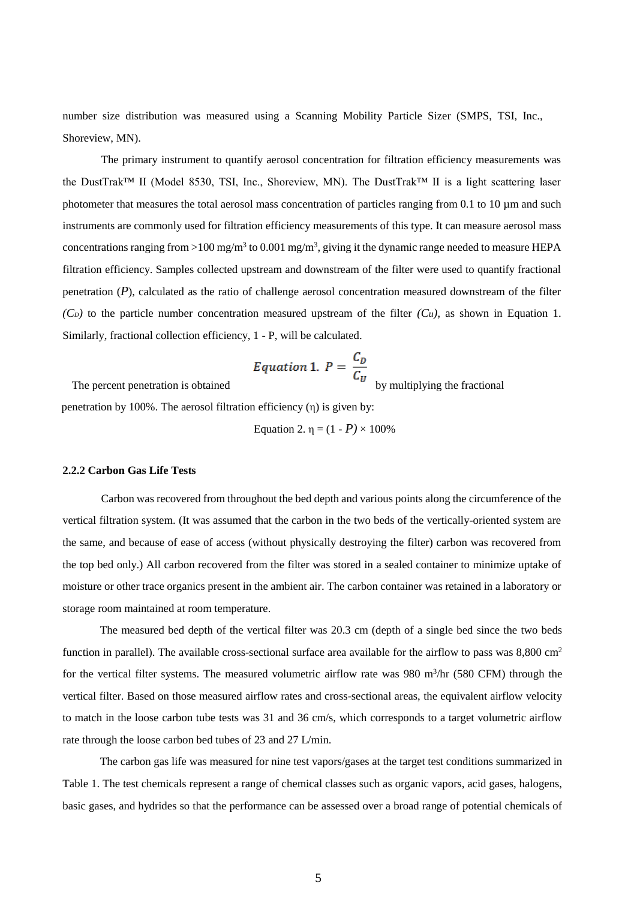number size distribution was measured using a Scanning Mobility Particle Sizer (SMPS, TSI, Inc., Shoreview, MN).

The primary instrument to quantify aerosol concentration for filtration efficiency measurements was the DustTrak™ II (Model 8530, TSI, Inc., Shoreview, MN). The DustTrak™ II is a light scattering laser photometer that measures the total aerosol mass concentration of particles ranging from 0.1 to 10 µm and such instruments are commonly used for filtration efficiency measurements of this type. It can measure aerosol mass concentrations ranging from >100 mg/m$^3$ to 0.001 mg/m$^3$, giving it the dynamic range needed to measure HEPA filtration efficiency. Samples collected upstream and downstream of the filter were used to quantify fractional penetration ($P$), calculated as the ratio of challenge aerosol concentration measured downstream of the filter ($C_D$) to the particle number concentration measured upstream of the filter ($C_U$), as shown in Equation 1. Similarly, fractional collection efficiency, 1 - P, will be calculated.

$$\textit{Equation 1.}\ P = \frac{C_D}{C_U}$$

The percent penetration is obtained by multiplying the fractional penetration by 100%. The aerosol filtration efficiency (η) is given by:

$$\text{Equation 2. } \eta = (1 - P) \times 100\%$$

**2.2.2 Carbon Gas Life Tests**

Carbon was recovered from throughout the bed depth and various points along the circumference of the vertical filtration system. (It was assumed that the carbon in the two beds of the vertically-oriented system are the same, and because of ease of access (without physically destroying the filter) carbon was recovered from the top bed only.) All carbon recovered from the filter was stored in a sealed container to minimize uptake of moisture or other trace organics present in the ambient air. The carbon container was retained in a laboratory or storage room maintained at room temperature.

The measured bed depth of the vertical filter was 20.3 cm (depth of a single bed since the two beds function in parallel). The available cross-sectional surface area available for the airflow to pass was 8,800 cm$^2$ for the vertical filter systems. The measured volumetric airflow rate was 980 m$^3$/hr (580 CFM) through the vertical filter. Based on those measured airflow rates and cross-sectional areas, the equivalent airflow velocity to match in the loose carbon tube tests was 31 and 36 cm/s, which corresponds to a target volumetric airflow rate through the loose carbon bed tubes of 23 and 27 L/min.

The carbon gas life was measured for nine test vapors/gases at the target test conditions summarized in Table 1. The test chemicals represent a range of chemical classes such as organic vapors, acid gases, halogens, basic gases, and hydrides so that the performance can be assessed over a broad range of potential chemicals of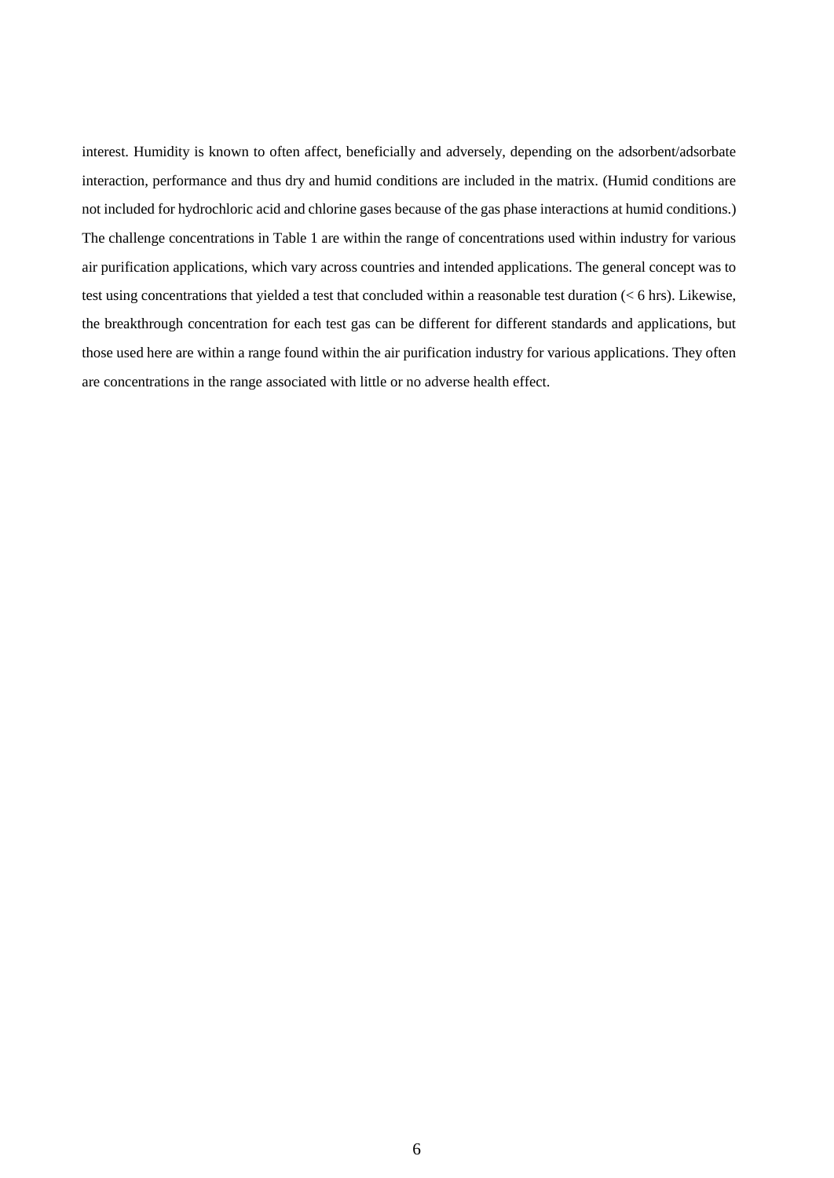interest. Humidity is known to often affect, beneficially and adversely, depending on the adsorbent/adsorbate interaction, performance and thus dry and humid conditions are included in the matrix. (Humid conditions are not included for hydrochloric acid and chlorine gases because of the gas phase interactions at humid conditions.) The challenge concentrations in Table 1 are within the range of concentrations used within industry for various air purification applications, which vary across countries and intended applications. The general concept was to test using concentrations that yielded a test that concluded within a reasonable test duration (< 6 hrs). Likewise, the breakthrough concentration for each test gas can be different for different standards and applications, but those used here are within a range found within the air purification industry for various applications. They often are concentrations in the range associated with little or no adverse health effect.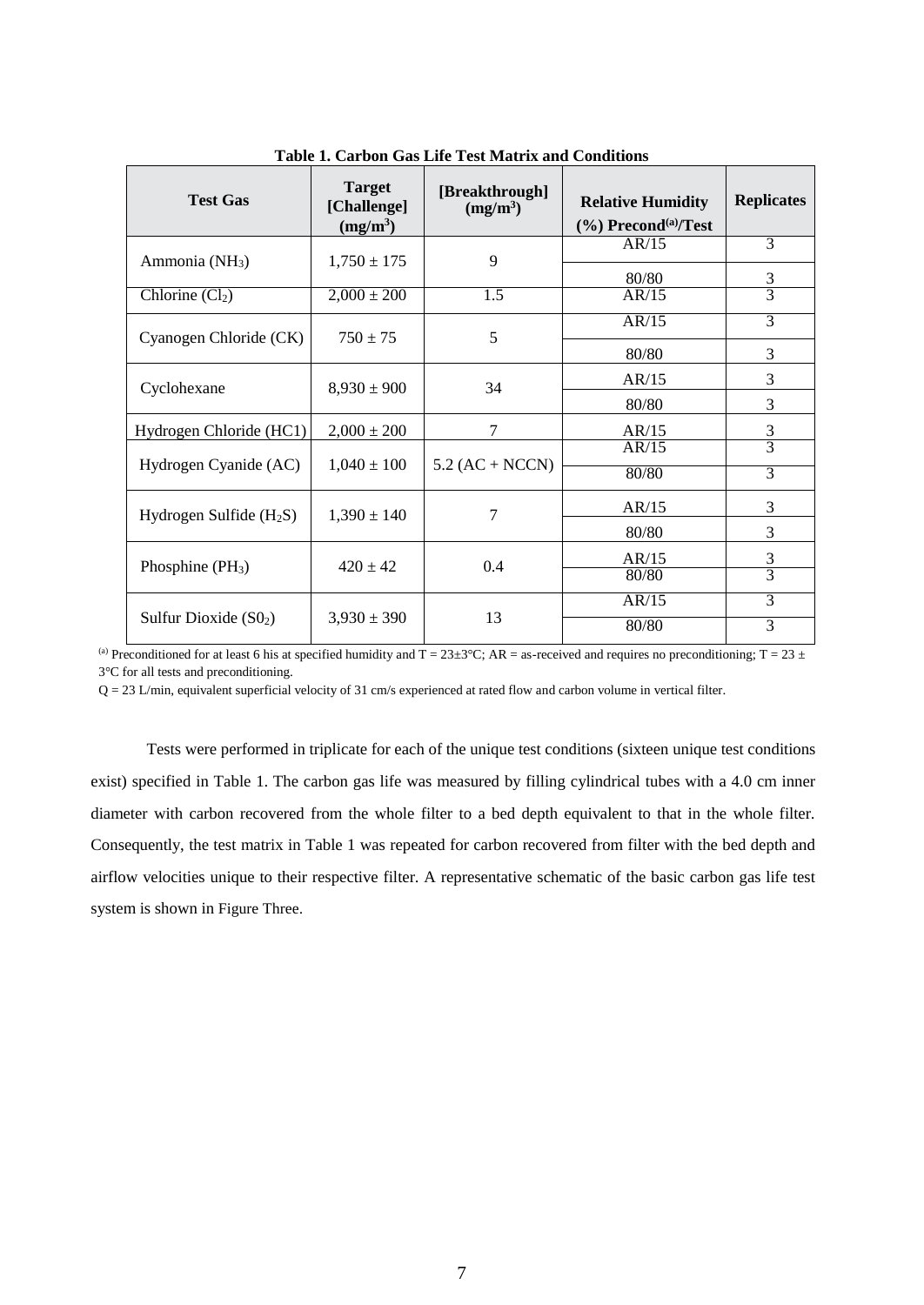**Table 1. Carbon Gas Life Test Matrix and Conditions**

| Test Gas | Target [Challenge] ($mg/m^3$) | [Breakthrough] ($mg/m^3$) | Relative Humidity (%) Precond[(a)]/Test | Replicates |
|---|---|---|---|---|
| Ammonia ($NH_3$) | 1,750 ± 175 | 9 | AR/15 | 3 |
| | | | 80/80 | 3 |
| Chlorine ($Cl_2$) | 2,000 ± 200 | 1.5 | AR/15 | 3 |
| Cyanogen Chloride (CK) | 750 ± 75 | 5 | AR/15 | 3 |
| | | | 80/80 | 3 |
| Cyclohexane | 8,930 ± 900 | 34 | AR/15 | 3 |
| | | | 80/80 | 3 |
| Hydrogen Chloride (HC1) | 2,000 ± 200 | 7 | AR/15 | 3 |
| Hydrogen Cyanide (AC) | 1,040 ± 100 | 5.2 (AC + NCCN) | AR/15 | 3 |
| | | | 80/80 | 3 |
| Hydrogen Sulfide ($H_2S$) | 1,390 ± 140 | 7 | AR/15 | 3 |
| | | | 80/80 | 3 |
| Phosphine ($PH_3$) | 420 ± 42 | 0.4 | AR/15 | 3 |
| | | | 80/80 | 3 |
| Sulfur Dioxide ($S0_2$) | 3,930 ± 390 | 13 | AR/15 | 3 |
| | | | 80/80 | 3 |

[(a)] Preconditioned for at least 6 his at specified humidity and T = 23±3°C; AR = as-received and requires no preconditioning; T = 23 ± 3°C for all tests and preconditioning.

Q = 23 L/min, equivalent superficial velocity of 31 cm/s experienced at rated flow and carbon volume in vertical filter.

Tests were performed in triplicate for each of the unique test conditions (sixteen unique test conditions exist) specified in Table 1. The carbon gas life was measured by filling cylindrical tubes with a 4.0 cm inner diameter with carbon recovered from the whole filter to a bed depth equivalent to that in the whole filter. Consequently, the test matrix in Table 1 was repeated for carbon recovered from filter with the bed depth and airflow velocities unique to their respective filter. A representative schematic of the basic carbon gas life test system is shown in Figure Three.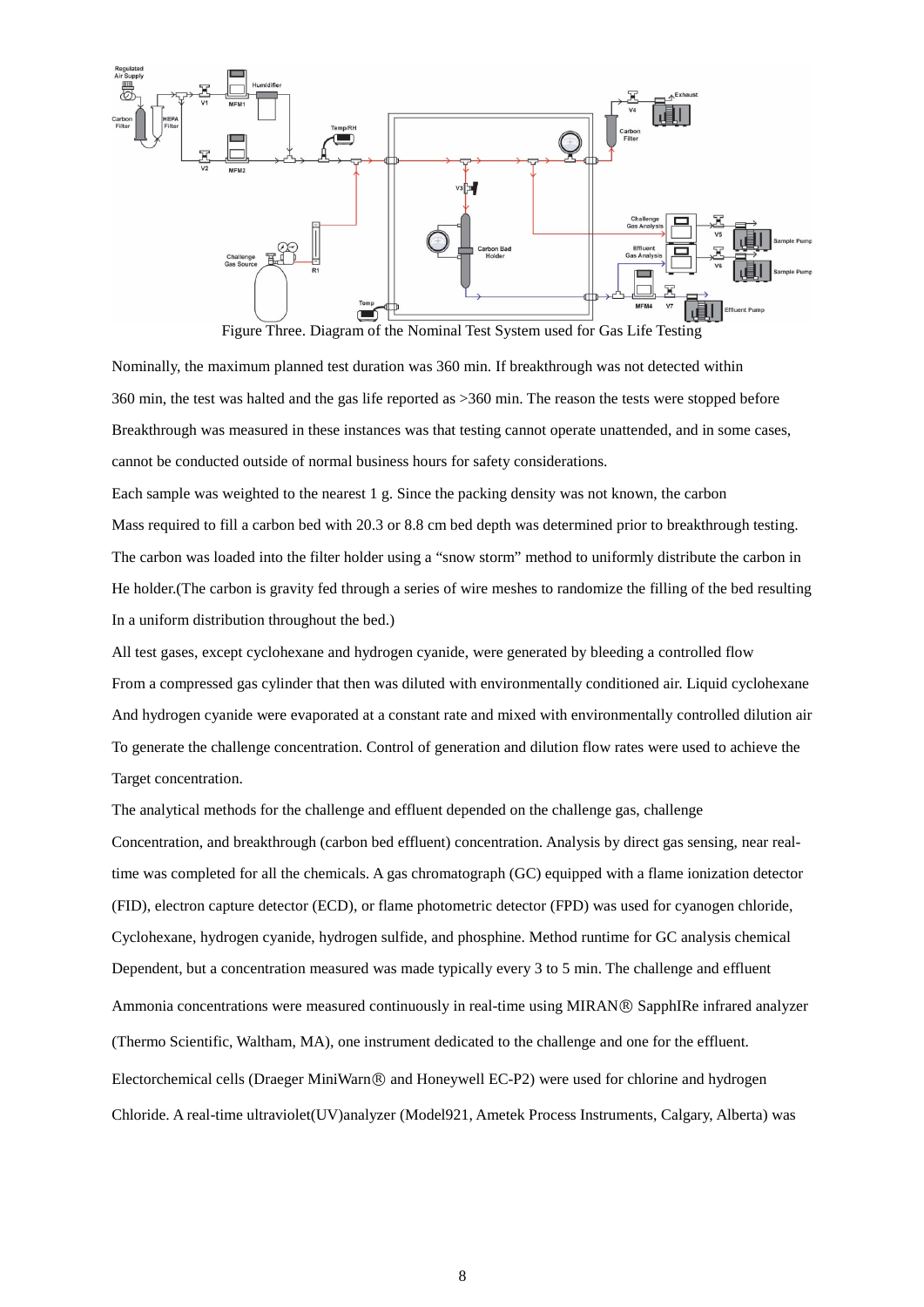Figure Three. Diagram of the Nominal Test System used for Gas Life Testing

Nominally, the maximum planned test duration was 360 min. If breakthrough was not detected within 360 min, the test was halted and the gas life reported as >360 min. The reason the tests were stopped before Breakthrough was measured in these instances was that testing cannot operate unattended, and in some cases, cannot be conducted outside of normal business hours for safety considerations.

Each sample was weighted to the nearest 1 g. Since the packing density was not known, the carbon Mass required to fill a carbon bed with 20.3 or 8.8 cm bed depth was determined prior to breakthrough testing. The carbon was loaded into the filter holder using a "snow storm" method to uniformly distribute the carbon in He holder.(The carbon is gravity fed through a series of wire meshes to randomize the filling of the bed resulting In a uniform distribution throughout the bed.)

All test gases, except cyclohexane and hydrogen cyanide, were generated by bleeding a controlled flow From a compressed gas cylinder that then was diluted with environmentally conditioned air. Liquid cyclohexane And hydrogen cyanide were evaporated at a constant rate and mixed with environmentally controlled dilution air To generate the challenge concentration. Control of generation and dilution flow rates were used to achieve the Target concentration.

The analytical methods for the challenge and effluent depended on the challenge gas, challenge Concentration, and breakthrough (carbon bed effluent) concentration. Analysis by direct gas sensing, near real-time was completed for all the chemicals. A gas chromatograph (GC) equipped with a flame ionization detector (FID), electron capture detector (ECD), or flame photometric detector (FPD) was used for cyanogen chloride, Cyclohexane, hydrogen cyanide, hydrogen sulfide, and phosphine. Method runtime for GC analysis chemical Dependent, but a concentration measured was made typically every 3 to 5 min. The challenge and effluent Ammonia concentrations were measured continuously in real-time using MIRAN® SapphIRe infrared analyzer (Thermo Scientific, Waltham, MA), one instrument dedicated to the challenge and one for the effluent. Electorchemical cells (Draeger MiniWarn® and Honeywell EC-P2) were used for chlorine and hydrogen Chloride. A real-time ultraviolet(UV)analyzer (Model921, Ametek Process Instruments, Calgary, Alberta) was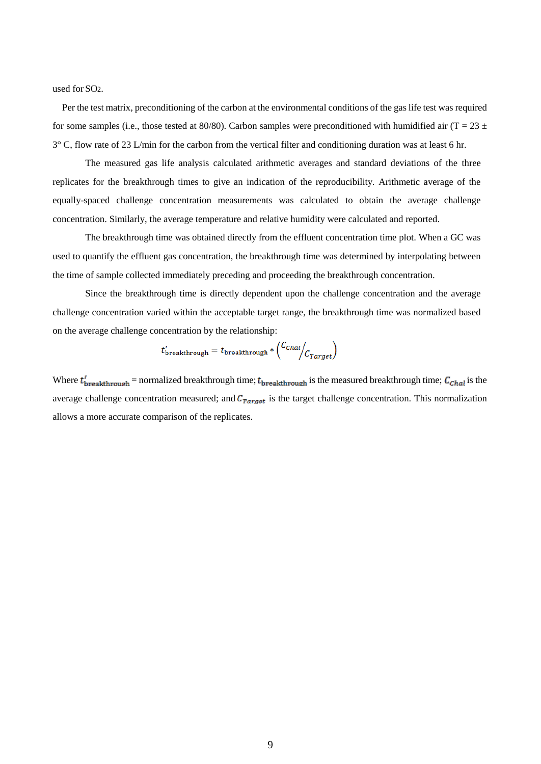used for $SO_2$.

Per the test matrix, preconditioning of the carbon at the environmental conditions of the gas life test was required for some samples (i.e., those tested at 80/80). Carbon samples were preconditioned with humidified air (T = 23 ± 3° C, flow rate of 23 L/min for the carbon from the vertical filter and conditioning duration was at least 6 hr.

The measured gas life analysis calculated arithmetic averages and standard deviations of the three replicates for the breakthrough times to give an indication of the reproducibility. Arithmetic average of the equally-spaced challenge concentration measurements was calculated to obtain the average challenge concentration. Similarly, the average temperature and relative humidity were calculated and reported.

The breakthrough time was obtained directly from the effluent concentration time plot. When a GC was used to quantify the effluent gas concentration, the breakthrough time was determined by interpolating between the time of sample collected immediately preceding and proceeding the breakthrough concentration.

Since the breakthrough time is directly dependent upon the challenge concentration and the average challenge concentration varied within the acceptable target range, the breakthrough time was normalized based on the average challenge concentration by the relationship:

$$t'_{\text{breakthrough}} = t_{\text{breakthrough}} * \left( {C_{Chal}}/{C_{Target}} \right)$$

Where $t'_{\text{breakthrough}}$ = normalized breakthrough time; $t_{\text{breakthrough}}$ is the measured breakthrough time; $C_{Chal}$ is the average challenge concentration measured; and $C_{Target}$ is the target challenge concentration. This normalization allows a more accurate comparison of the replicates.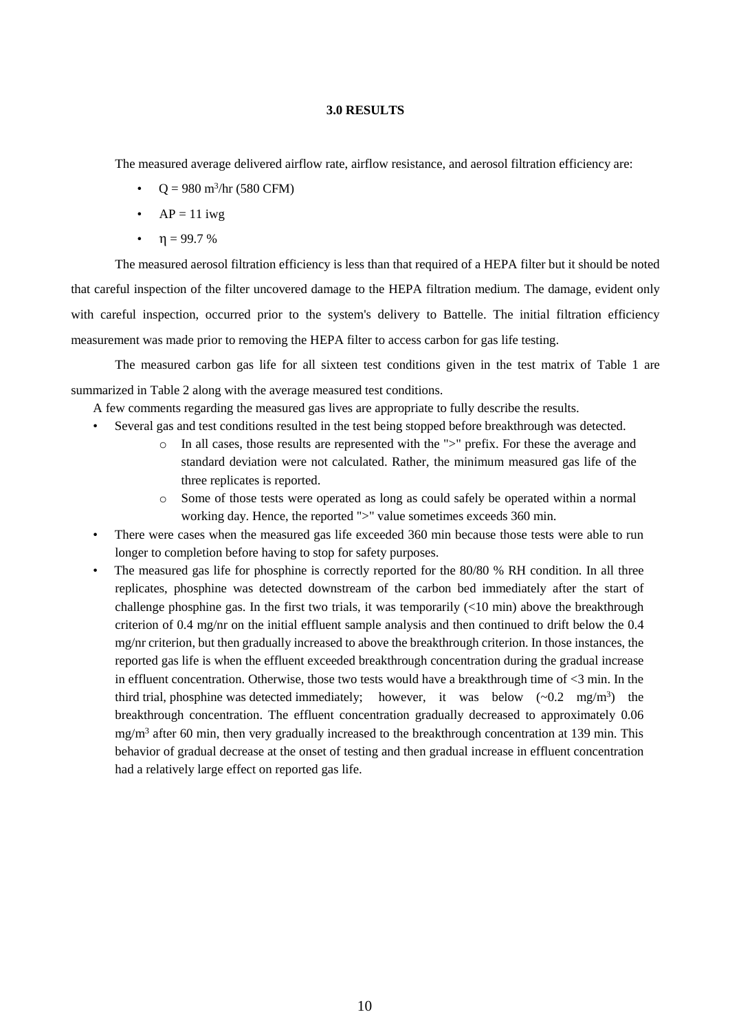## 3.0 RESULTS

The measured average delivered airflow rate, airflow resistance, and aerosol filtration efficiency are:

- $Q = 980\ m^3/hr$ (580 CFM)
- AP = 11 iwg
- $\eta = 99.7\ \%$

The measured aerosol filtration efficiency is less than that required of a HEPA filter but it should be noted that careful inspection of the filter uncovered damage to the HEPA filtration medium. The damage, evident only with careful inspection, occurred prior to the system's delivery to Battelle. The initial filtration efficiency measurement was made prior to removing the HEPA filter to access carbon for gas life testing.

The measured carbon gas life for all sixteen test conditions given in the test matrix of Table 1 are summarized in Table 2 along with the average measured test conditions.

A few comments regarding the measured gas lives are appropriate to fully describe the results.

- Several gas and test conditions resulted in the test being stopped before breakthrough was detected.
  - In all cases, those results are represented with the ">" prefix. For these the average and standard deviation were not calculated. Rather, the minimum measured gas life of the three replicates is reported.
  - Some of those tests were operated as long as could safely be operated within a normal working day. Hence, the reported ">" value sometimes exceeds 360 min.
- There were cases when the measured gas life exceeded 360 min because those tests were able to run longer to completion before having to stop for safety purposes.
- The measured gas life for phosphine is correctly reported for the 80/80 % RH condition. In all three replicates, phosphine was detected downstream of the carbon bed immediately after the start of challenge phosphine gas. In the first two trials, it was temporarily (<10 min) above the breakthrough criterion of 0.4 mg/nr on the initial effluent sample analysis and then continued to drift below the 0.4 mg/nr criterion, but then gradually increased to above the breakthrough criterion. In those instances, the reported gas life is when the effluent exceeded breakthrough concentration during the gradual increase in effluent concentration. Otherwise, those two tests would have a breakthrough time of <3 min. In the third trial, phosphine was detected immediately; however, it was below (~0.2 $mg/m^3$) the breakthrough concentration. The effluent concentration gradually decreased to approximately 0.06 $mg/m^3$ after 60 min, then very gradually increased to the breakthrough concentration at 139 min. This behavior of gradual decrease at the onset of testing and then gradual increase in effluent concentration had a relatively large effect on reported gas life.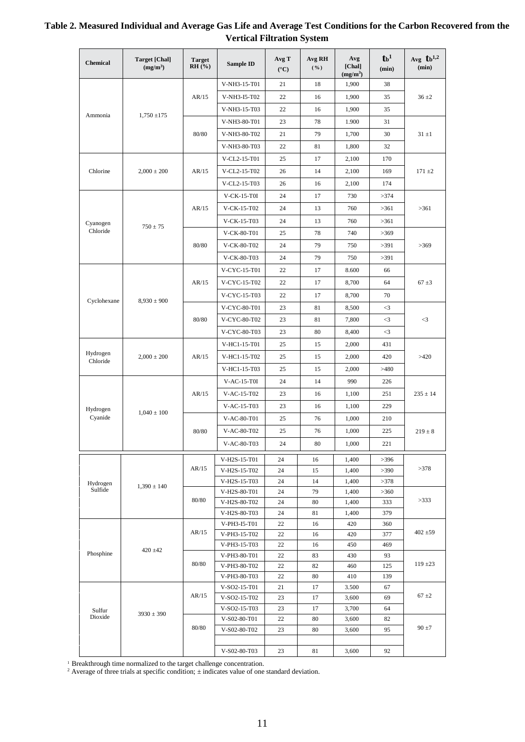**Table 2. Measured Individual and Average Gas Life and Average Test Conditions for the Carbon Recovered from the Vertical Filtration System**

| Chemical | Target [Chal] ($mg/m^3$) | Target RH (%) | Sample ID | Avg T (°C) | Avg RH (%) | Avg [Chal] ($mg/m^3$) | $t_b$[1] (min) | Avg $t_b$[1,2] (min) |
|---|---|---|---|---|---|---|---|---|
| Ammonia | 1,750 ±175 | AR/15 | V-NH3-15-T01 | 21 | 18 | 1,900 | 38 | 36 ±2 |
| | | | V-NH3-I5-T02 | 22 | 16 | 1,900 | 35 | |
| | | | V-NH3-15-T03 | 22 | 16 | 1,900 | 35 | |
| | | 80/80 | V-NH3-80-T01 | 23 | 78 | 1.900 | 31 | 31 ±1 |
| | | | V-NH3-80-T02 | 21 | 79 | 1,700 | 30 | |
| | | | V-NH3-80-T03 | 22 | 81 | 1,800 | 32 | |
| Chlorine | 2,000 ± 200 | AR/15 | V-CL2-15-T01 | 25 | 17 | 2,100 | 170 | 171 ±2 |
| | | | V-CL2-15-T02 | 26 | 14 | 2,100 | 169 | |
| | | | V-CL2-15-T03 | 26 | 16 | 2,100 | 174 | |
| Cyanogen Chloride | 750 ± 75 | AR/15 | V-CK-15-T0I | 24 | 17 | 730 | >374 | >361 |
| | | | V-CK-15-T02 | 24 | 13 | 760 | >361 | |
| | | | V-CK-15-T03 | 24 | 13 | 760 | >361 | |
| | | 80/80 | V-CK-80-T01 | 25 | 78 | 740 | >369 | >369 |
| | | | V-CK-80-T02 | 24 | 79 | 750 | >391 | |
| | | | V-CK-80-T03 | 24 | 79 | 750 | >391 | |
| Cyclohexane | 8,930 ± 900 | AR/15 | V-CYC-15-T01 | 22 | 17 | 8.600 | 66 | 67 ±3 |
| | | | V-CYC-15-T02 | 22 | 17 | 8,700 | 64 | |
| | | | V-CYC-15-T03 | 22 | 17 | 8,700 | 70 | |
| | | 80/80 | V-CYC-80-T01 | 23 | 81 | 8,500 | <3 | <3 |
| | | | V-CYC-80-T02 | 23 | 81 | 7,800 | <3 | |
| | | | V-CYC-80-T03 | 23 | 80 | 8,400 | <3 | |
| Hydrogen Chloride | 2,000 ± 200 | AR/15 | V-HC1-15-T01 | 25 | 15 | 2,000 | 431 | >420 |
| | | | V-HC1-15-T02 | 25 | 15 | 2,000 | 420 | |
| | | | V-HC1-15-T03 | 25 | 15 | 2,000 | >480 | |
| Hydrogen Cyanide | 1,040 ± 100 | AR/15 | V-AC-15-T0I | 24 | 14 | 990 | 226 | 235 ± 14 |
| | | | V-AC-15-T02 | 23 | 16 | 1,100 | 251 | |
| | | | V-AC-15-T03 | 23 | 16 | 1,100 | 229 | |
| | | 80/80 | V-AC-80-T01 | 25 | 76 | 1,000 | 210 | 219 ± 8 |
| | | | V-AC-80-T02 | 25 | 76 | 1,000 | 225 | |
| | | | V-AC-80-T03 | 24 | 80 | 1,000 | 221 | |
| Hydrogen Sulfide | 1,390 ± 140 | AR/15 | V-H2S-15-T01 | 24 | 16 | 1,400 | >396 | >378 |
| | | | V-H2S-15-T02 | 24 | 15 | 1,400 | >390 | |
| | | | V-H2S-15-T03 | 24 | 14 | 1,400 | >378 | |
| | | 80/80 | V-H2S-80-T01 | 24 | 79 | 1,400 | >360 | >333 |
| | | | V-H2S-80-T02 | 24 | 80 | 1,400 | 333 | |
| | | | V-H2S-80-T03 | 24 | 81 | 1,400 | 379 | |
| Phosphine | 420 ±42 | AR/15 | V-PH3-I5-T01 | 22 | 16 | 420 | 360 | 402 ±59 |
| | | | V-PH3-15-T02 | 22 | 16 | 420 | 377 | |
| | | | V-PH3-15-T03 | 22 | 16 | 450 | 469 | |
| | | 80/80 | V-PH3-80-T01 | 22 | 83 | 430 | 93 | 119 ±23 |
| | | | V-PH3-80-T02 | 22 | 82 | 460 | 125 | |
| | | | V-PH3-80-T03 | 22 | 80 | 410 | 139 | |
| Sulfur Dioxide | 3930 ± 390 | AR/15 | V-SO2-15-T01 | 21 | 17 | 3.500 | 67 | 67 ±2 |
| | | | V-SO2-15-T02 | 23 | 17 | 3,600 | 69 | |
| | | | V-SO2-15-T03 | 23 | 17 | 3,700 | 64 | |
| | | 80/80 | V-S02-80-T01 | 22 | 80 | 3,600 | 82 | 90 ±7 |
| | | | V-S02-80-T02 | 23 | 80 | 3,600 | 95 | |
| | | | V-S02-80-T03 | 23 | 81 | 3,600 | 92 | |

[1] Breakthrough time normalized to the target challenge concentration.
[2] Average of three trials at specific condition; ± indicates value of one standard deviation.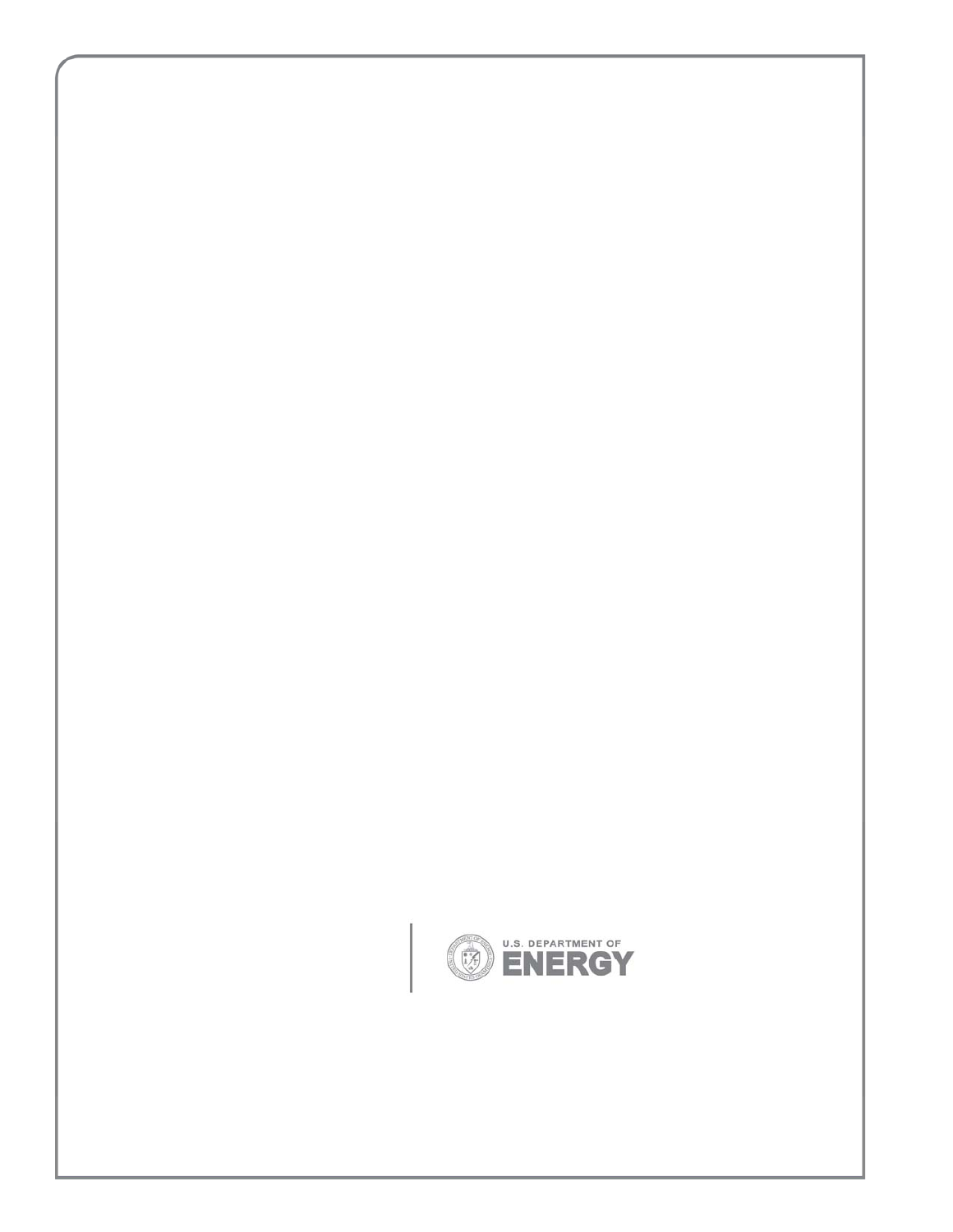U.S. DEPARTMENT OF

ENERGY